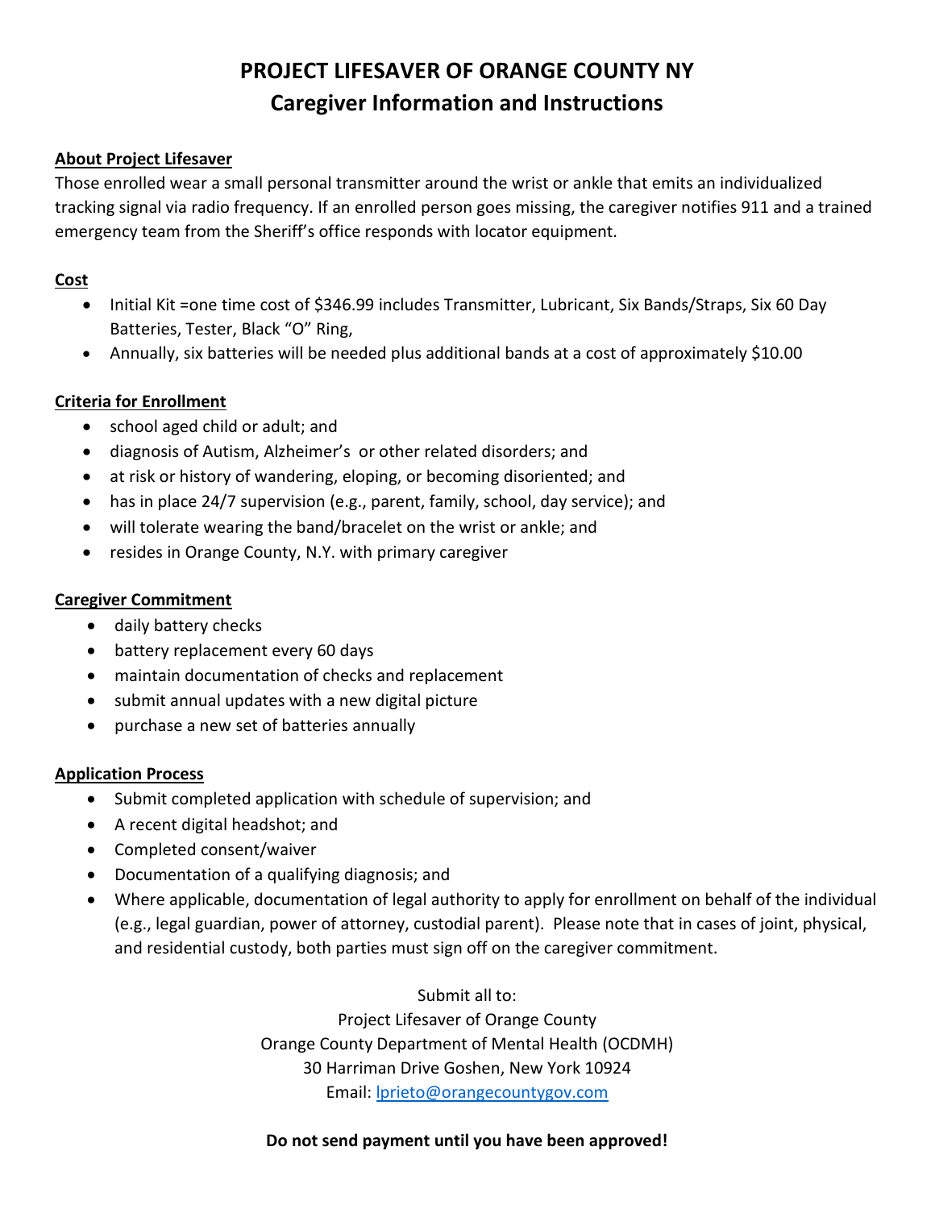# PROJECT LIFESAVER OF ORANGE COUNTY NY
## Caregiver Information and Instructions

### About Project Lifesaver

Those enrolled wear a small personal transmitter around the wrist or ankle that emits an individualized tracking signal via radio frequency. If an enrolled person goes missing, the caregiver notifies 911 and a trained emergency team from the Sheriff's office responds with locator equipment.

### Cost

- Initial Kit =one time cost of $346.99 includes Transmitter, Lubricant, Six Bands/Straps, Six 60 Day Batteries, Tester, Black "O" Ring,
- Annually, six batteries will be needed plus additional bands at a cost of approximately $10.00

### Criteria for Enrollment

- school aged child or adult; and
- diagnosis of Autism, Alzheimer's or other related disorders; and
- at risk or history of wandering, eloping, or becoming disoriented; and
- has in place 24/7 supervision (e.g., parent, family, school, day service); and
- will tolerate wearing the band/bracelet on the wrist or ankle; and
- resides in Orange County, N.Y. with primary caregiver

### Caregiver Commitment

- daily battery checks
- battery replacement every 60 days
- maintain documentation of checks and replacement
- submit annual updates with a new digital picture
- purchase a new set of batteries annually

### Application Process

- Submit completed application with schedule of supervision; and
- A recent digital headshot; and
- Completed consent/waiver
- Documentation of a qualifying diagnosis; and
- Where applicable, documentation of legal authority to apply for enrollment on behalf of the individual (e.g., legal guardian, power of attorney, custodial parent). Please note that in cases of joint, physical, and residential custody, both parties must sign off on the caregiver commitment.

Submit all to:
Project Lifesaver of Orange County
Orange County Department of Mental Health (OCDMH)
30 Harriman Drive Goshen, New York 10924
Email: lprieto@orangecountygov.com

**Do not send payment until you have been approved!**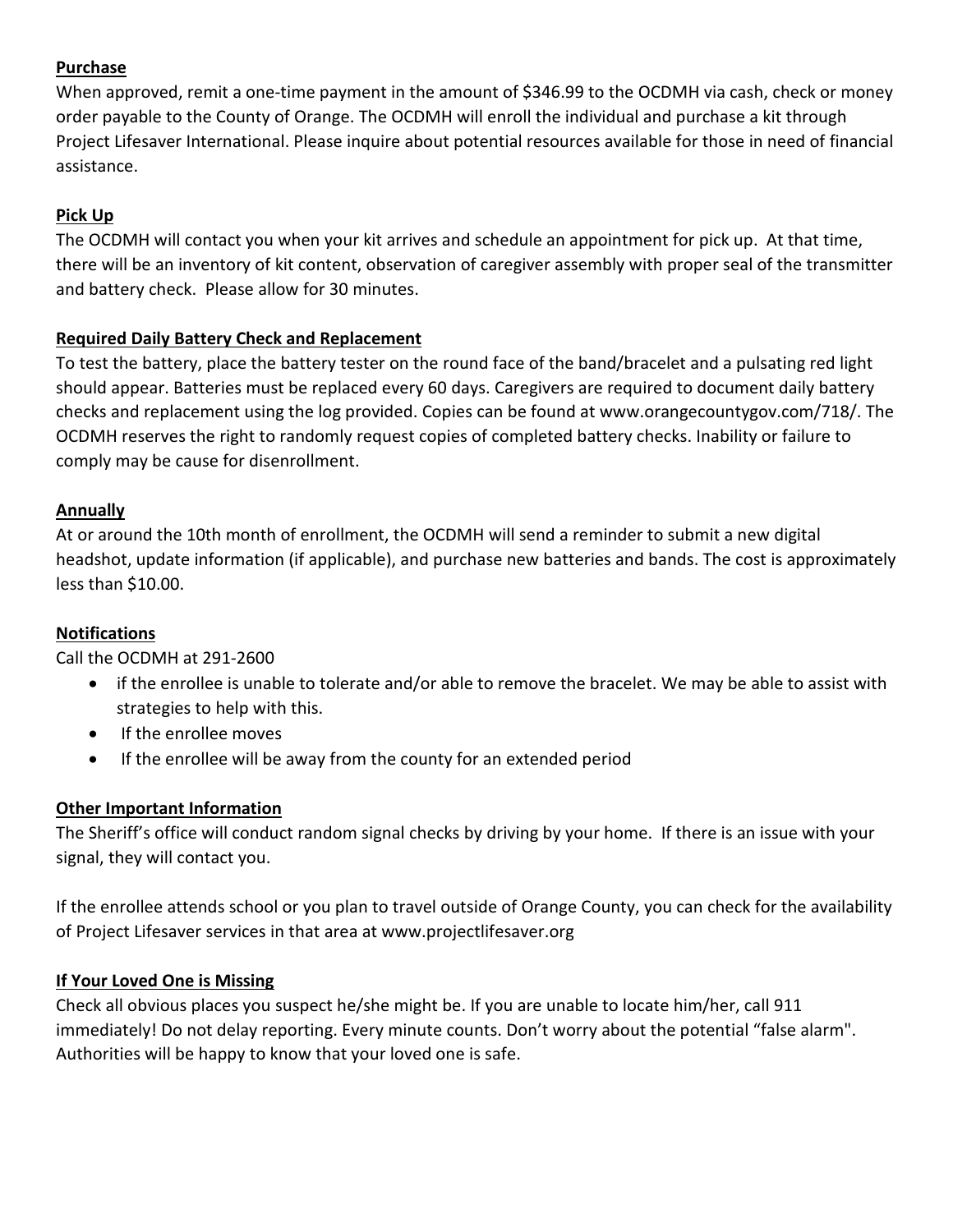**Purchase**

When approved, remit a one-time payment in the amount of $346.99 to the OCDMH via cash, check or money order payable to the County of Orange. The OCDMH will enroll the individual and purchase a kit through Project Lifesaver International. Please inquire about potential resources available for those in need of financial assistance.

**Pick Up**

The OCDMH will contact you when your kit arrives and schedule an appointment for pick up. At that time, there will be an inventory of kit content, observation of caregiver assembly with proper seal of the transmitter and battery check. Please allow for 30 minutes.

**Required Daily Battery Check and Replacement**

To test the battery, place the battery tester on the round face of the band/bracelet and a pulsating red light should appear. Batteries must be replaced every 60 days. Caregivers are required to document daily battery checks and replacement using the log provided. Copies can be found at www.orangecountygov.com/718/. The OCDMH reserves the right to randomly request copies of completed battery checks. Inability or failure to comply may be cause for disenrollment.

**Annually**

At or around the 10th month of enrollment, the OCDMH will send a reminder to submit a new digital headshot, update information (if applicable), and purchase new batteries and bands. The cost is approximately less than $10.00.

**Notifications**

Call the OCDMH at 291-2600

- if the enrollee is unable to tolerate and/or able to remove the bracelet. We may be able to assist with strategies to help with this.
- If the enrollee moves
- If the enrollee will be away from the county for an extended period

**Other Important Information**

The Sheriff's office will conduct random signal checks by driving by your home. If there is an issue with your signal, they will contact you.

If the enrollee attends school or you plan to travel outside of Orange County, you can check for the availability of Project Lifesaver services in that area at www.projectlifesaver.org

**If Your Loved One is Missing**

Check all obvious places you suspect he/she might be. If you are unable to locate him/her, call 911 immediately! Do not delay reporting. Every minute counts. Don't worry about the potential "false alarm". Authorities will be happy to know that your loved one is safe.